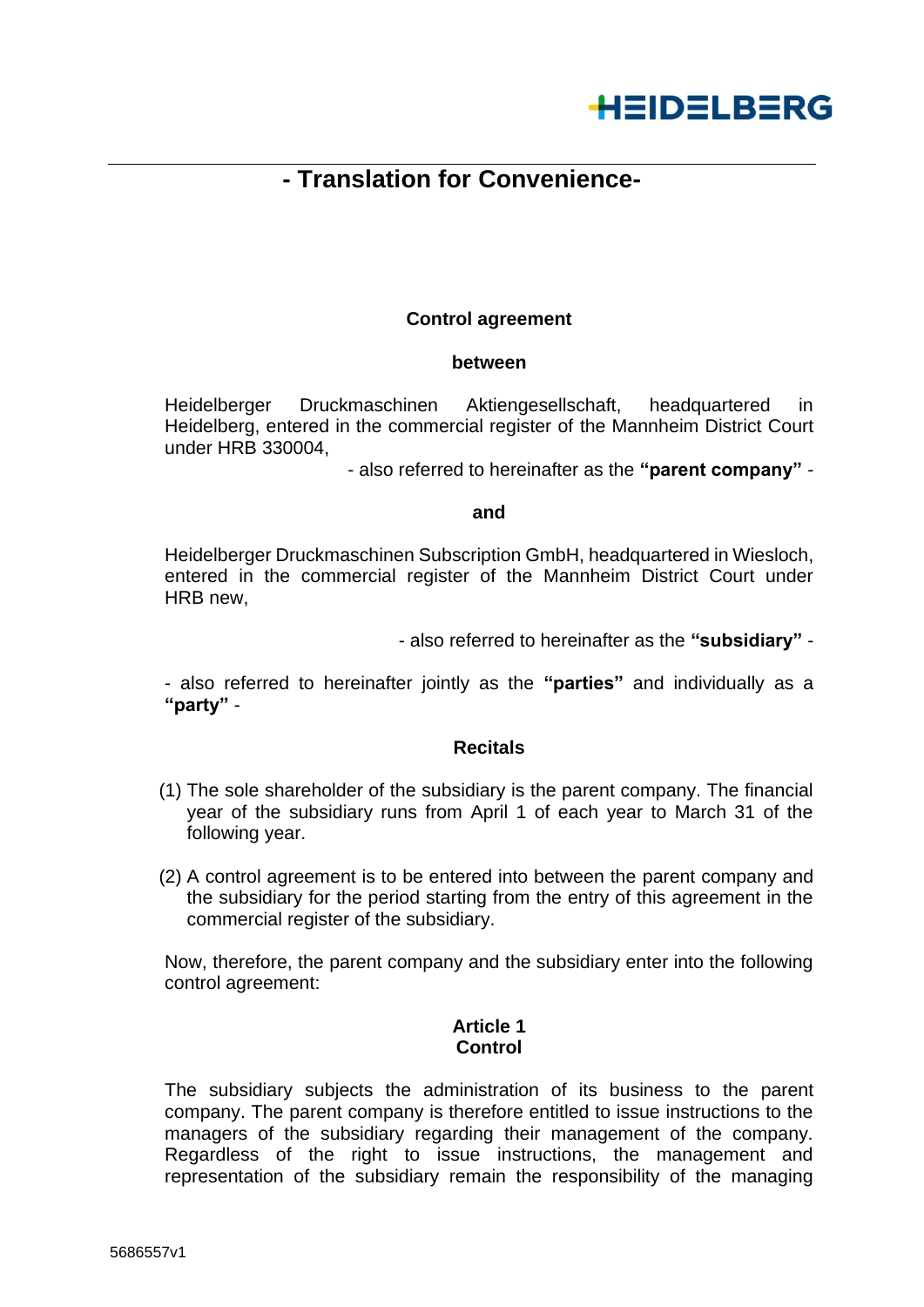# - Translation for Convenience-

**Control agreement**

**between**

Heidelberger Druckmaschinen Aktiengesellschaft, headquartered in Heidelberg, entered in the commercial register of the Mannheim District Court under HRB 330004,

- also referred to hereinafter as the **"parent company"** -

**and**

Heidelberger Druckmaschinen Subscription GmbH, headquartered in Wiesloch, entered in the commercial register of the Mannheim District Court under HRB new,

- also referred to hereinafter as the **"subsidiary"** -

- also referred to hereinafter jointly as the **"parties"** and individually as a **"party"** -

## Recitals

(1) The sole shareholder of the subsidiary is the parent company. The financial year of the subsidiary runs from April 1 of each year to March 31 of the following year.

(2) A control agreement is to be entered into between the parent company and the subsidiary for the period starting from the entry of this agreement in the commercial register of the subsidiary.

Now, therefore, the parent company and the subsidiary enter into the following control agreement:

## Article 1
## Control

The subsidiary subjects the administration of its business to the parent company. The parent company is therefore entitled to issue instructions to the managers of the subsidiary regarding their management of the company. Regardless of the right to issue instructions, the management and representation of the subsidiary remain the responsibility of the managing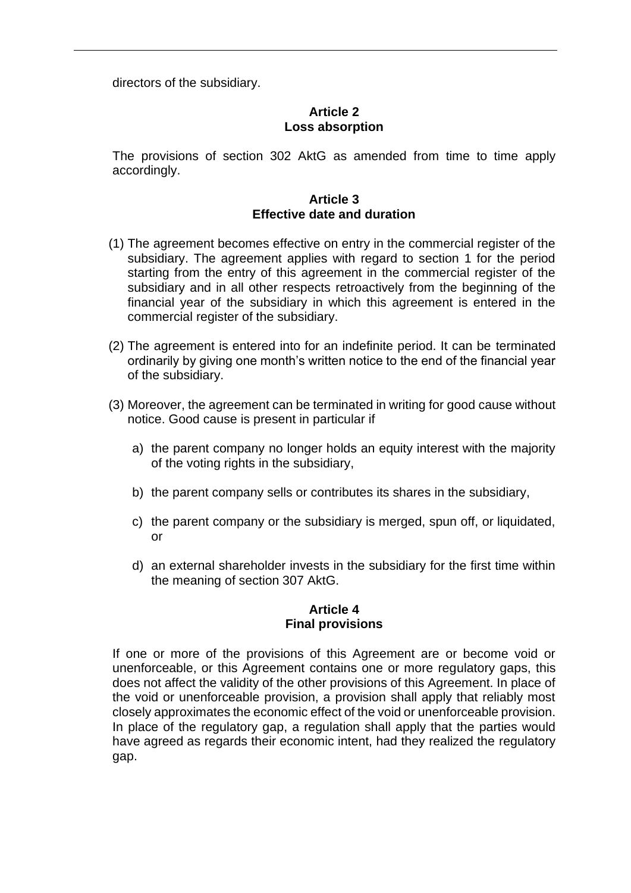directors of the subsidiary.

**Article 2**
**Loss absorption**

The provisions of section 302 AktG as amended from time to time apply accordingly.

**Article 3**
**Effective date and duration**

(1) The agreement becomes effective on entry in the commercial register of the subsidiary. The agreement applies with regard to section 1 for the period starting from the entry of this agreement in the commercial register of the subsidiary and in all other respects retroactively from the beginning of the financial year of the subsidiary in which this agreement is entered in the commercial register of the subsidiary.

(2) The agreement is entered into for an indefinite period. It can be terminated ordinarily by giving one month's written notice to the end of the financial year of the subsidiary.

(3) Moreover, the agreement can be terminated in writing for good cause without notice. Good cause is present in particular if

   a) the parent company no longer holds an equity interest with the majority of the voting rights in the subsidiary,

   b) the parent company sells or contributes its shares in the subsidiary,

   c) the parent company or the subsidiary is merged, spun off, or liquidated, or

   d) an external shareholder invests in the subsidiary for the first time within the meaning of section 307 AktG.

**Article 4**
**Final provisions**

If one or more of the provisions of this Agreement are or become void or unenforceable, or this Agreement contains one or more regulatory gaps, this does not affect the validity of the other provisions of this Agreement. In place of the void or unenforceable provision, a provision shall apply that reliably most closely approximates the economic effect of the void or unenforceable provision. In place of the regulatory gap, a regulation shall apply that the parties would have agreed as regards their economic intent, had they realized the regulatory gap.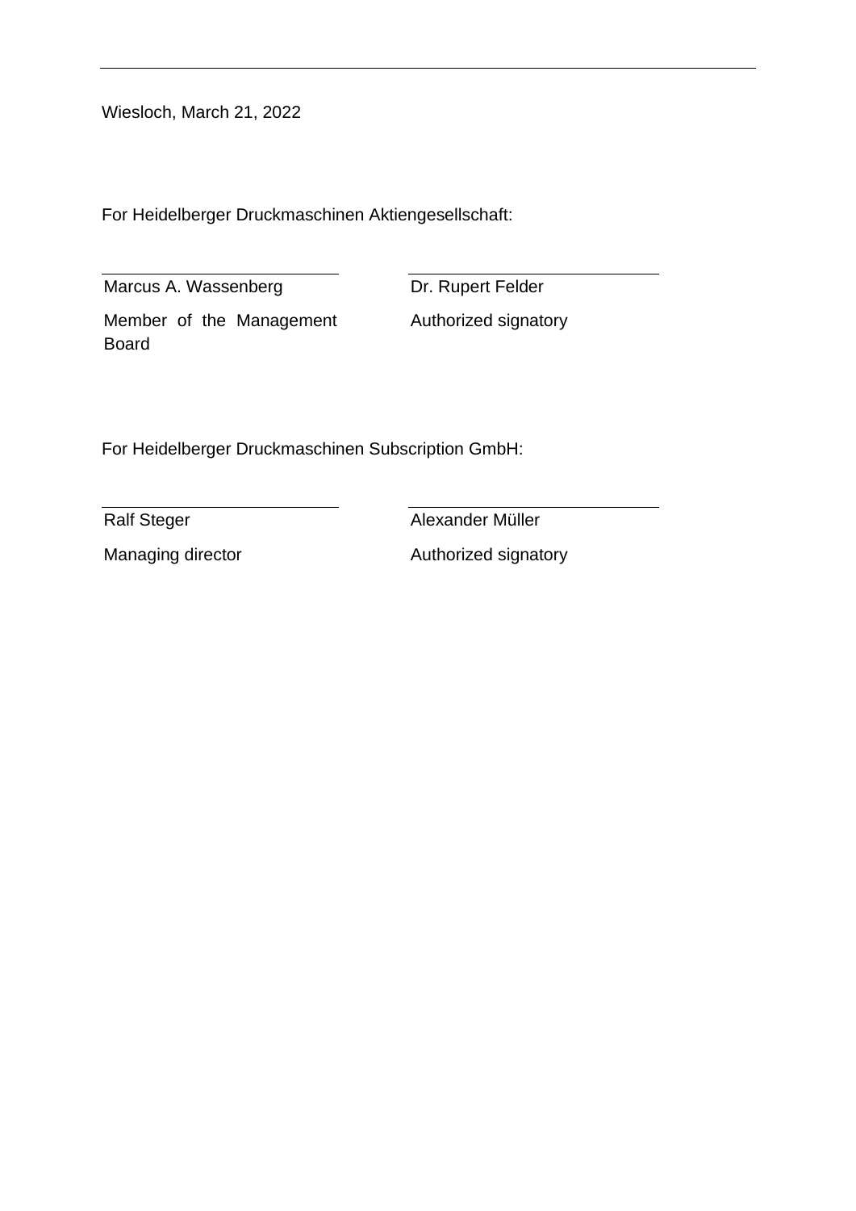Wiesloch, March 21, 2022

For Heidelberger Druckmaschinen Aktiengesellschaft:

| | |
|---|---|
| Marcus A. Wassenberg | Dr. Rupert Felder |
| Member of the Management Board | Authorized signatory |

For Heidelberger Druckmaschinen Subscription GmbH:

| | |
|---|---|
| Ralf Steger | Alexander Müller |
| Managing director | Authorized signatory |